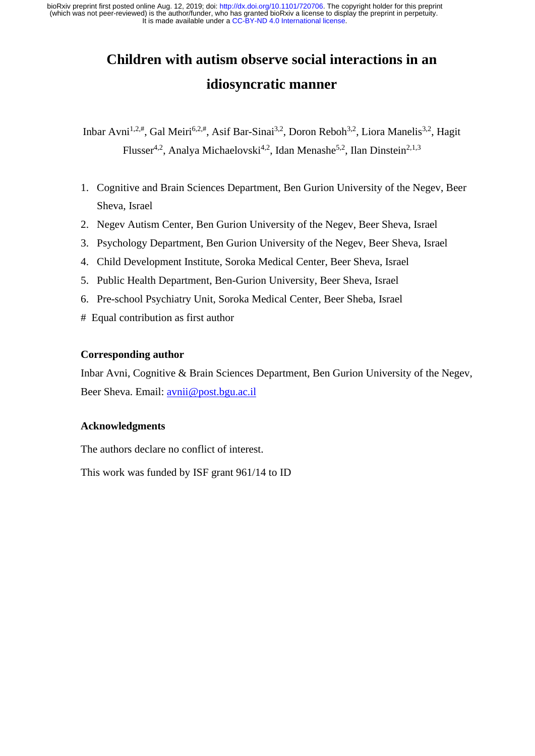# Children with autism observe social interactions in an idiosyncratic manner

Inbar Avni[1,2,#], Gal Meiri[6,2,#], Asif Bar-Sinai[3,2], Doron Reboh[3,2], Liora Manelis[3,2], Hagit Flusser[4,2], Analya Michaelovski[4,2], Idan Menashe[5,2], Ilan Dinstein[2,1,3]

1. Cognitive and Brain Sciences Department, Ben Gurion University of the Negev, Beer Sheva, Israel
2. Negev Autism Center, Ben Gurion University of the Negev, Beer Sheva, Israel
3. Psychology Department, Ben Gurion University of the Negev, Beer Sheva, Israel
4. Child Development Institute, Soroka Medical Center, Beer Sheva, Israel
5. Public Health Department, Ben-Gurion University, Beer Sheva, Israel
6. Pre-school Psychiatry Unit, Soroka Medical Center, Beer Sheba, Israel

# Equal contribution as first author

**Corresponding author**

Inbar Avni, Cognitive & Brain Sciences Department, Ben Gurion University of the Negev, Beer Sheva. Email: avnii@post.bgu.ac.il

**Acknowledgments**

The authors declare no conflict of interest.

This work was funded by ISF grant 961/14 to ID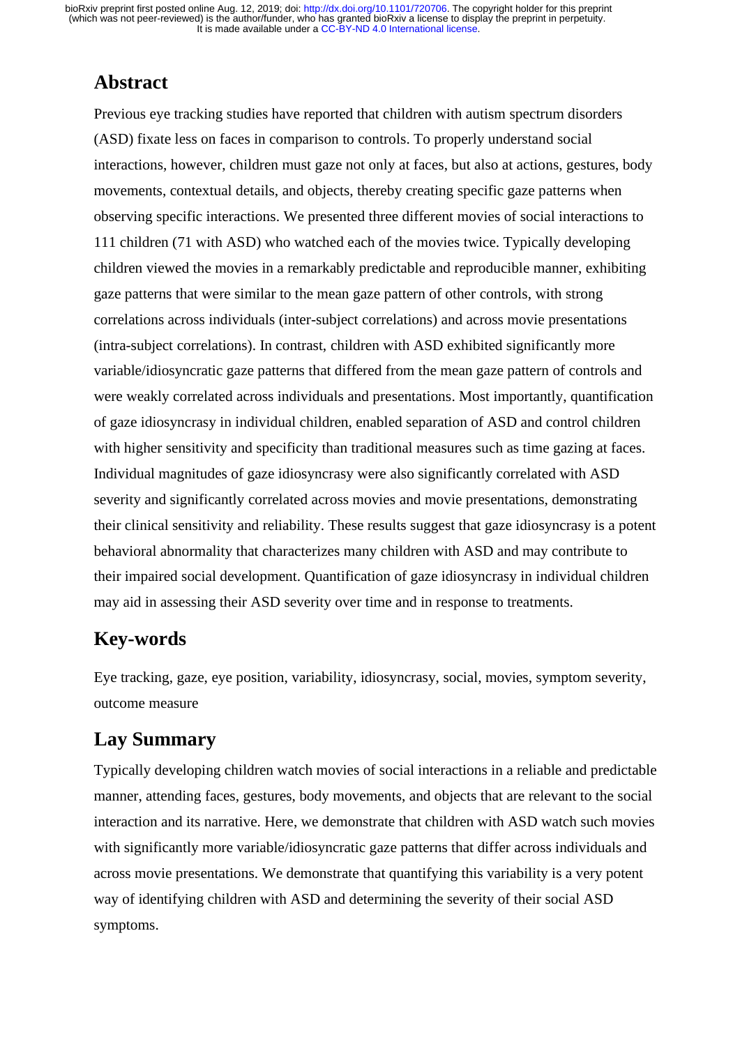## Abstract

Previous eye tracking studies have reported that children with autism spectrum disorders (ASD) fixate less on faces in comparison to controls. To properly understand social interactions, however, children must gaze not only at faces, but also at actions, gestures, body movements, contextual details, and objects, thereby creating specific gaze patterns when observing specific interactions. We presented three different movies of social interactions to 111 children (71 with ASD) who watched each of the movies twice. Typically developing children viewed the movies in a remarkably predictable and reproducible manner, exhibiting gaze patterns that were similar to the mean gaze pattern of other controls, with strong correlations across individuals (inter-subject correlations) and across movie presentations (intra-subject correlations). In contrast, children with ASD exhibited significantly more variable/idiosyncratic gaze patterns that differed from the mean gaze pattern of controls and were weakly correlated across individuals and presentations. Most importantly, quantification of gaze idiosyncrasy in individual children, enabled separation of ASD and control children with higher sensitivity and specificity than traditional measures such as time gazing at faces. Individual magnitudes of gaze idiosyncrasy were also significantly correlated with ASD severity and significantly correlated across movies and movie presentations, demonstrating their clinical sensitivity and reliability. These results suggest that gaze idiosyncrasy is a potent behavioral abnormality that characterizes many children with ASD and may contribute to their impaired social development. Quantification of gaze idiosyncrasy in individual children may aid in assessing their ASD severity over time and in response to treatments.

## Key-words

Eye tracking, gaze, eye position, variability, idiosyncrasy, social, movies, symptom severity, outcome measure

## Lay Summary

Typically developing children watch movies of social interactions in a reliable and predictable manner, attending faces, gestures, body movements, and objects that are relevant to the social interaction and its narrative. Here, we demonstrate that children with ASD watch such movies with significantly more variable/idiosyncratic gaze patterns that differ across individuals and across movie presentations. We demonstrate that quantifying this variability is a very potent way of identifying children with ASD and determining the severity of their social ASD symptoms.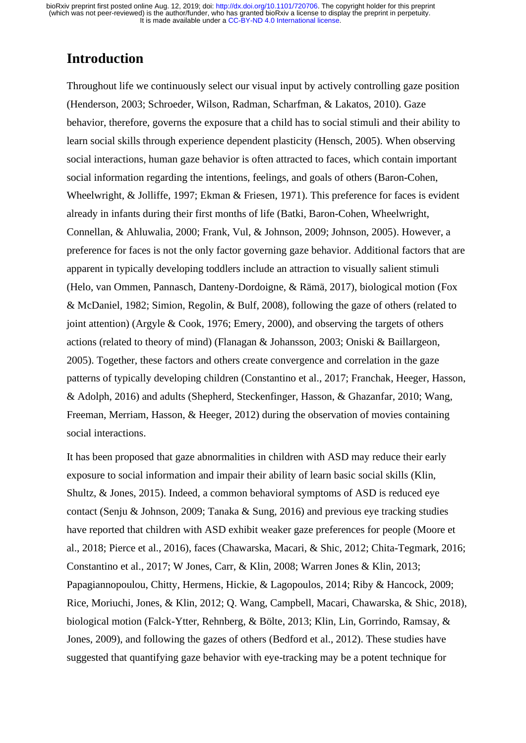# Introduction

Throughout life we continuously select our visual input by actively controlling gaze position (Henderson, 2003; Schroeder, Wilson, Radman, Scharfman, & Lakatos, 2010). Gaze behavior, therefore, governs the exposure that a child has to social stimuli and their ability to learn social skills through experience dependent plasticity (Hensch, 2005). When observing social interactions, human gaze behavior is often attracted to faces, which contain important social information regarding the intentions, feelings, and goals of others (Baron-Cohen, Wheelwright, & Jolliffe, 1997; Ekman & Friesen, 1971). This preference for faces is evident already in infants during their first months of life (Batki, Baron-Cohen, Wheelwright, Connellan, & Ahluwalia, 2000; Frank, Vul, & Johnson, 2009; Johnson, 2005). However, a preference for faces is not the only factor governing gaze behavior. Additional factors that are apparent in typically developing toddlers include an attraction to visually salient stimuli (Helo, van Ommen, Pannasch, Danteny-Dordoigne, & Rämä, 2017), biological motion (Fox & McDaniel, 1982; Simion, Regolin, & Bulf, 2008), following the gaze of others (related to joint attention) (Argyle & Cook, 1976; Emery, 2000), and observing the targets of others actions (related to theory of mind) (Flanagan & Johansson, 2003; Oniski & Baillargeon, 2005). Together, these factors and others create convergence and correlation in the gaze patterns of typically developing children (Constantino et al., 2017; Franchak, Heeger, Hasson, & Adolph, 2016) and adults (Shepherd, Steckenfinger, Hasson, & Ghazanfar, 2010; Wang, Freeman, Merriam, Hasson, & Heeger, 2012) during the observation of movies containing social interactions.

It has been proposed that gaze abnormalities in children with ASD may reduce their early exposure to social information and impair their ability of learn basic social skills (Klin, Shultz, & Jones, 2015). Indeed, a common behavioral symptoms of ASD is reduced eye contact (Senju & Johnson, 2009; Tanaka & Sung, 2016) and previous eye tracking studies have reported that children with ASD exhibit weaker gaze preferences for people (Moore et al., 2018; Pierce et al., 2016), faces (Chawarska, Macari, & Shic, 2012; Chita-Tegmark, 2016; Constantino et al., 2017; W Jones, Carr, & Klin, 2008; Warren Jones & Klin, 2013; Papagiannopoulou, Chitty, Hermens, Hickie, & Lagopoulos, 2014; Riby & Hancock, 2009; Rice, Moriuchi, Jones, & Klin, 2012; Q. Wang, Campbell, Macari, Chawarska, & Shic, 2018), biological motion (Falck-Ytter, Rehnberg, & Bölte, 2013; Klin, Lin, Gorrindo, Ramsay, & Jones, 2009), and following the gazes of others (Bedford et al., 2012). These studies have suggested that quantifying gaze behavior with eye-tracking may be a potent technique for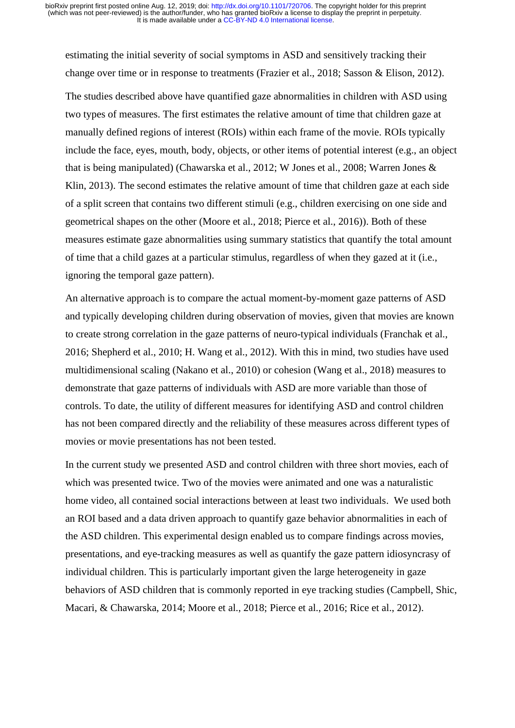estimating the initial severity of social symptoms in ASD and sensitively tracking their change over time or in response to treatments (Frazier et al., 2018; Sasson & Elison, 2012).

The studies described above have quantified gaze abnormalities in children with ASD using two types of measures. The first estimates the relative amount of time that children gaze at manually defined regions of interest (ROIs) within each frame of the movie. ROIs typically include the face, eyes, mouth, body, objects, or other items of potential interest (e.g., an object that is being manipulated) (Chawarska et al., 2012; W Jones et al., 2008; Warren Jones & Klin, 2013). The second estimates the relative amount of time that children gaze at each side of a split screen that contains two different stimuli (e.g., children exercising on one side and geometrical shapes on the other (Moore et al., 2018; Pierce et al., 2016)). Both of these measures estimate gaze abnormalities using summary statistics that quantify the total amount of time that a child gazes at a particular stimulus, regardless of when they gazed at it (i.e., ignoring the temporal gaze pattern).

An alternative approach is to compare the actual moment-by-moment gaze patterns of ASD and typically developing children during observation of movies, given that movies are known to create strong correlation in the gaze patterns of neuro-typical individuals (Franchak et al., 2016; Shepherd et al., 2010; H. Wang et al., 2012). With this in mind, two studies have used multidimensional scaling (Nakano et al., 2010) or cohesion (Wang et al., 2018) measures to demonstrate that gaze patterns of individuals with ASD are more variable than those of controls. To date, the utility of different measures for identifying ASD and control children has not been compared directly and the reliability of these measures across different types of movies or movie presentations has not been tested.

In the current study we presented ASD and control children with three short movies, each of which was presented twice. Two of the movies were animated and one was a naturalistic home video, all contained social interactions between at least two individuals. We used both an ROI based and a data driven approach to quantify gaze behavior abnormalities in each of the ASD children. This experimental design enabled us to compare findings across movies, presentations, and eye-tracking measures as well as quantify the gaze pattern idiosyncrasy of individual children. This is particularly important given the large heterogeneity in gaze behaviors of ASD children that is commonly reported in eye tracking studies (Campbell, Shic, Macari, & Chawarska, 2014; Moore et al., 2018; Pierce et al., 2016; Rice et al., 2012).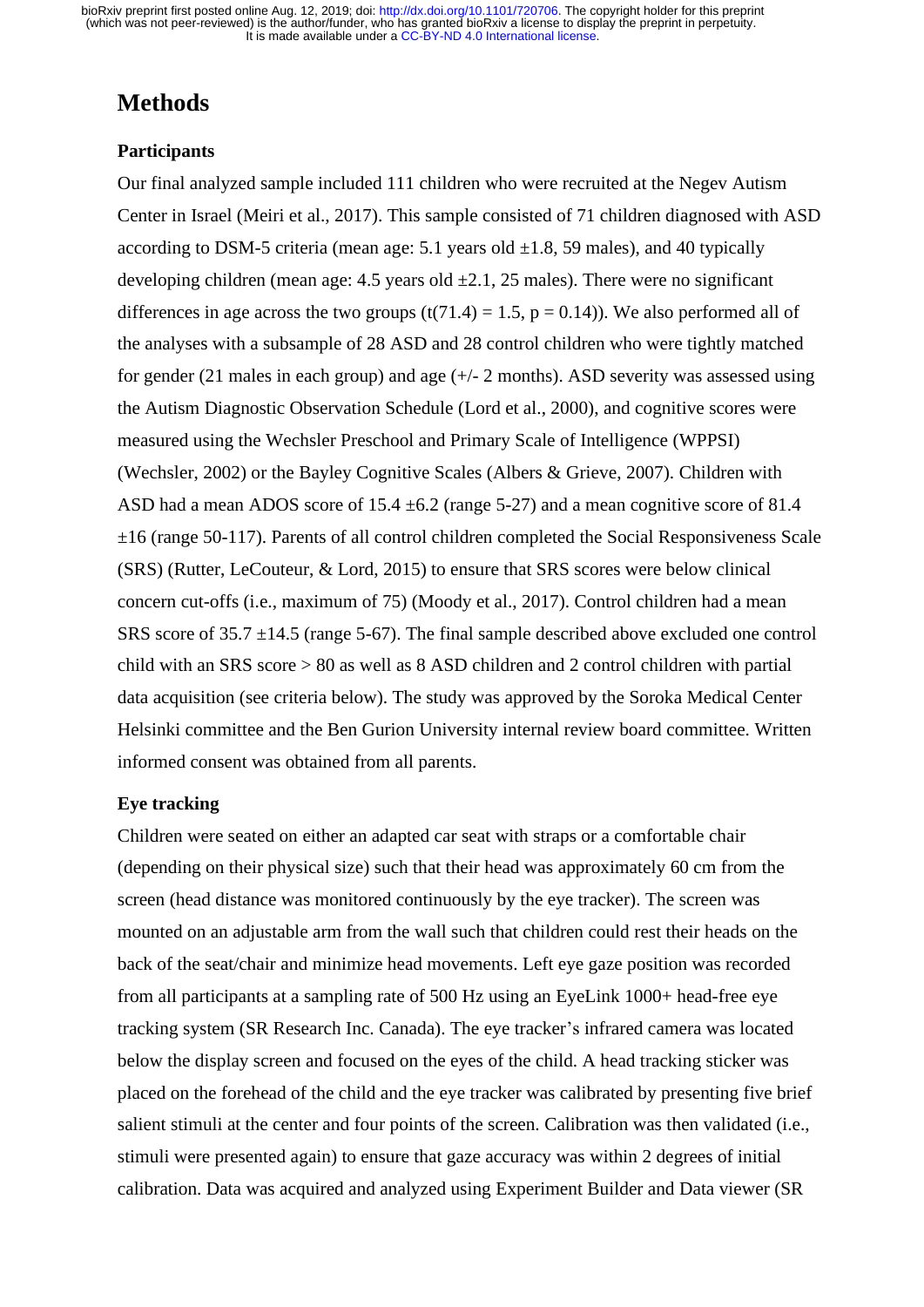# Methods

## Participants

Our final analyzed sample included 111 children who were recruited at the Negev Autism Center in Israel (Meiri et al., 2017). This sample consisted of 71 children diagnosed with ASD according to DSM-5 criteria (mean age: 5.1 years old ±1.8, 59 males), and 40 typically developing children (mean age: 4.5 years old ±2.1, 25 males). There were no significant differences in age across the two groups ($t(71.4) = 1.5$, $p = 0.14$)). We also performed all of the analyses with a subsample of 28 ASD and 28 control children who were tightly matched for gender (21 males in each group) and age (+/- 2 months). ASD severity was assessed using the Autism Diagnostic Observation Schedule (Lord et al., 2000), and cognitive scores were measured using the Wechsler Preschool and Primary Scale of Intelligence (WPPSI) (Wechsler, 2002) or the Bayley Cognitive Scales (Albers & Grieve, 2007). Children with ASD had a mean ADOS score of 15.4 ±6.2 (range 5-27) and a mean cognitive score of 81.4 ±16 (range 50-117). Parents of all control children completed the Social Responsiveness Scale (SRS) (Rutter, LeCouteur, & Lord, 2015) to ensure that SRS scores were below clinical concern cut-offs (i.e., maximum of 75) (Moody et al., 2017). Control children had a mean SRS score of 35.7 ±14.5 (range 5-67). The final sample described above excluded one control child with an SRS score > 80 as well as 8 ASD children and 2 control children with partial data acquisition (see criteria below). The study was approved by the Soroka Medical Center Helsinki committee and the Ben Gurion University internal review board committee. Written informed consent was obtained from all parents.

## Eye tracking

Children were seated on either an adapted car seat with straps or a comfortable chair (depending on their physical size) such that their head was approximately 60 cm from the screen (head distance was monitored continuously by the eye tracker). The screen was mounted on an adjustable arm from the wall such that children could rest their heads on the back of the seat/chair and minimize head movements. Left eye gaze position was recorded from all participants at a sampling rate of 500 Hz using an EyeLink 1000+ head-free eye tracking system (SR Research Inc. Canada). The eye tracker's infrared camera was located below the display screen and focused on the eyes of the child. A head tracking sticker was placed on the forehead of the child and the eye tracker was calibrated by presenting five brief salient stimuli at the center and four points of the screen. Calibration was then validated (i.e., stimuli were presented again) to ensure that gaze accuracy was within 2 degrees of initial calibration. Data was acquired and analyzed using Experiment Builder and Data viewer (SR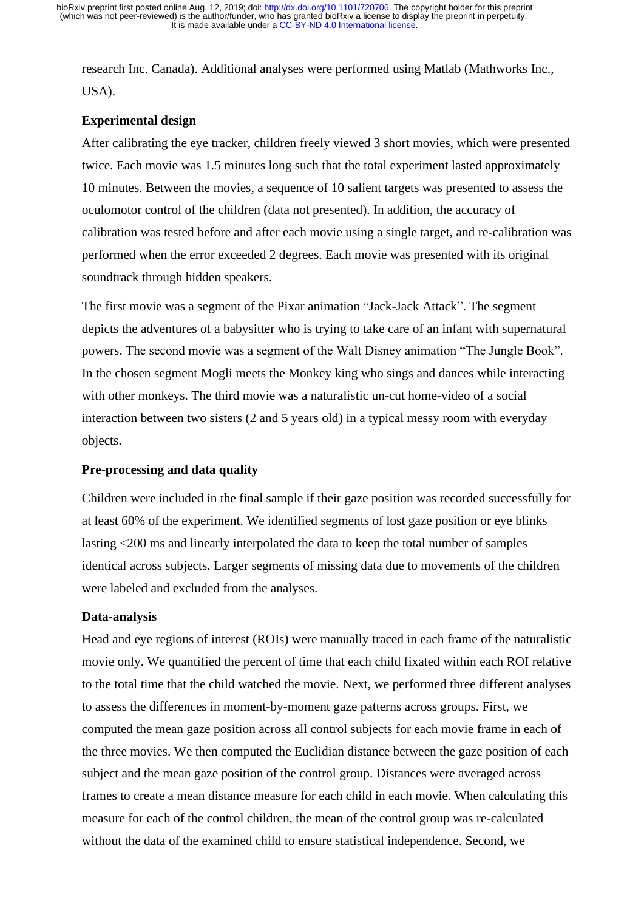research Inc. Canada). Additional analyses were performed using Matlab (Mathworks Inc., USA).

### Experimental design

After calibrating the eye tracker, children freely viewed 3 short movies, which were presented twice. Each movie was 1.5 minutes long such that the total experiment lasted approximately 10 minutes. Between the movies, a sequence of 10 salient targets was presented to assess the oculomotor control of the children (data not presented). In addition, the accuracy of calibration was tested before and after each movie using a single target, and re-calibration was performed when the error exceeded 2 degrees. Each movie was presented with its original soundtrack through hidden speakers.

The first movie was a segment of the Pixar animation "Jack-Jack Attack". The segment depicts the adventures of a babysitter who is trying to take care of an infant with supernatural powers. The second movie was a segment of the Walt Disney animation "The Jungle Book". In the chosen segment Mogli meets the Monkey king who sings and dances while interacting with other monkeys. The third movie was a naturalistic un-cut home-video of a social interaction between two sisters (2 and 5 years old) in a typical messy room with everyday objects.

### Pre-processing and data quality

Children were included in the final sample if their gaze position was recorded successfully for at least 60% of the experiment. We identified segments of lost gaze position or eye blinks lasting <200 ms and linearly interpolated the data to keep the total number of samples identical across subjects. Larger segments of missing data due to movements of the children were labeled and excluded from the analyses.

### Data-analysis

Head and eye regions of interest (ROIs) were manually traced in each frame of the naturalistic movie only. We quantified the percent of time that each child fixated within each ROI relative to the total time that the child watched the movie. Next, we performed three different analyses to assess the differences in moment-by-moment gaze patterns across groups. First, we computed the mean gaze position across all control subjects for each movie frame in each of the three movies. We then computed the Euclidian distance between the gaze position of each subject and the mean gaze position of the control group. Distances were averaged across frames to create a mean distance measure for each child in each movie. When calculating this measure for each of the control children, the mean of the control group was re-calculated without the data of the examined child to ensure statistical independence. Second, we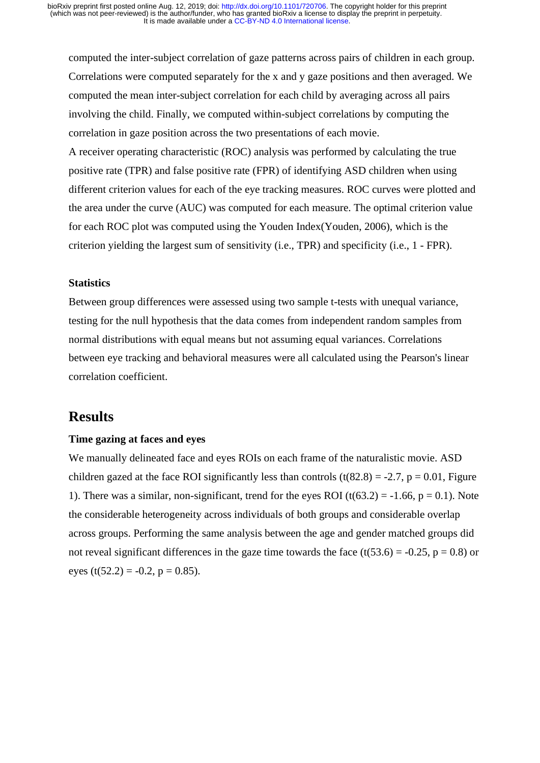computed the inter-subject correlation of gaze patterns across pairs of children in each group. Correlations were computed separately for the x and y gaze positions and then averaged. We computed the mean inter-subject correlation for each child by averaging across all pairs involving the child. Finally, we computed within-subject correlations by computing the correlation in gaze position across the two presentations of each movie.

A receiver operating characteristic (ROC) analysis was performed by calculating the true positive rate (TPR) and false positive rate (FPR) of identifying ASD children when using different criterion values for each of the eye tracking measures. ROC curves were plotted and the area under the curve (AUC) was computed for each measure. The optimal criterion value for each ROC plot was computed using the Youden Index(Youden, 2006), which is the criterion yielding the largest sum of sensitivity (i.e., TPR) and specificity (i.e., 1 - FPR).

### Statistics

Between group differences were assessed using two sample t-tests with unequal variance, testing for the null hypothesis that the data comes from independent random samples from normal distributions with equal means but not assuming equal variances. Correlations between eye tracking and behavioral measures were all calculated using the Pearson's linear correlation coefficient.

## Results

### Time gazing at faces and eyes

We manually delineated face and eyes ROIs on each frame of the naturalistic movie. ASD children gazed at the face ROI significantly less than controls ($t(82.8) = -2.7$, $p = 0.01$, Figure 1). There was a similar, non-significant, trend for the eyes ROI ($t(63.2) = -1.66$, $p = 0.1$). Note the considerable heterogeneity across individuals of both groups and considerable overlap across groups. Performing the same analysis between the age and gender matched groups did not reveal significant differences in the gaze time towards the face ($t(53.6) = -0.25$, $p = 0.8$) or eyes ($t(52.2) = -0.2$, $p = 0.85$).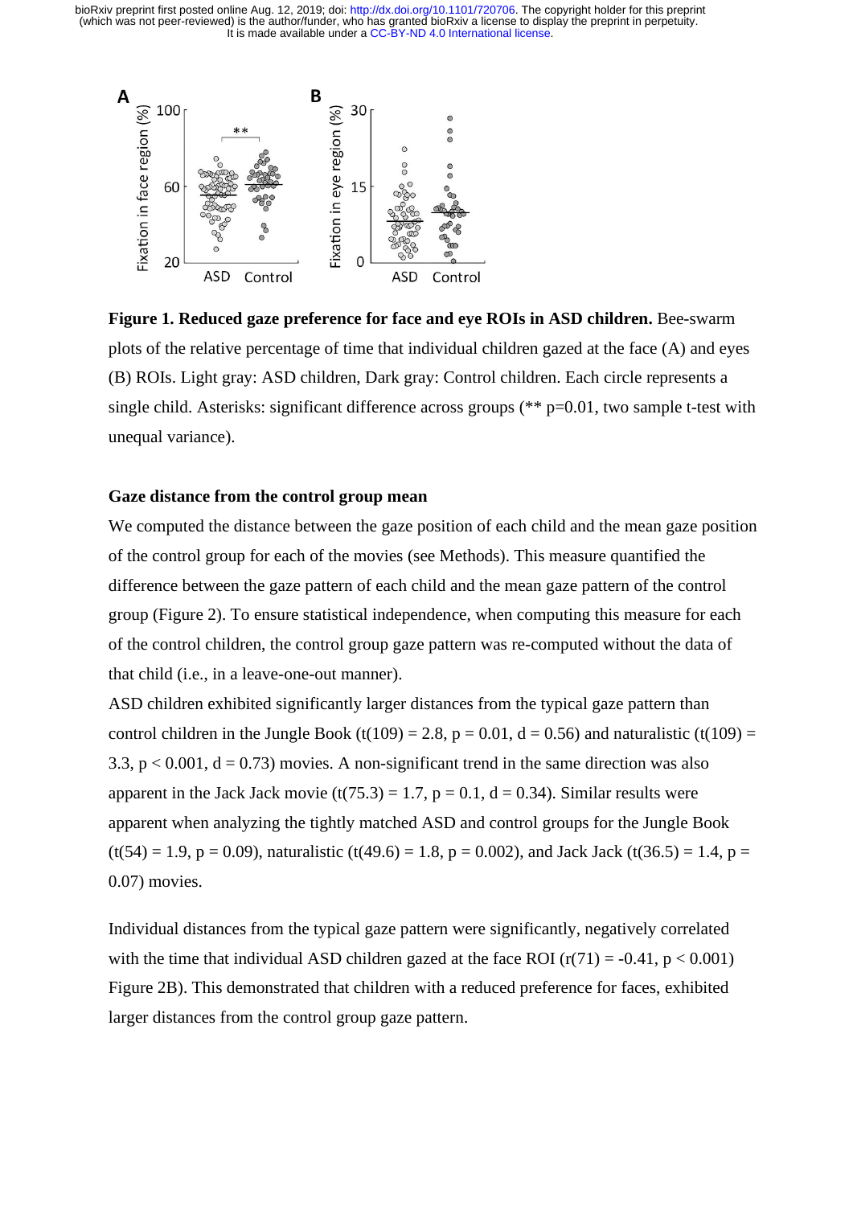**Figure 1. Reduced gaze preference for face and eye ROIs in ASD children.** Bee-swarm plots of the relative percentage of time that individual children gazed at the face (A) and eyes (B) ROIs. Light gray: ASD children, Dark gray: Control children. Each circle represents a single child. Asterisks: significant difference across groups (** p=0.01, two sample t-test with unequal variance).

### Gaze distance from the control group mean

We computed the distance between the gaze position of each child and the mean gaze position of the control group for each of the movies (see Methods). This measure quantified the difference between the gaze pattern of each child and the mean gaze pattern of the control group (Figure 2). To ensure statistical independence, when computing this measure for each of the control children, the control group gaze pattern was re-computed without the data of that child (i.e., in a leave-one-out manner).

ASD children exhibited significantly larger distances from the typical gaze pattern than control children in the Jungle Book ($t(109) = 2.8$, $p = 0.01$, $d = 0.56$) and naturalistic ($t(109) = 3.3$, $p < 0.001$, $d = 0.73$) movies. A non-significant trend in the same direction was also apparent in the Jack Jack movie ($t(75.3) = 1.7$, $p = 0.1$, $d = 0.34$). Similar results were apparent when analyzing the tightly matched ASD and control groups for the Jungle Book ($t(54) = 1.9$, $p = 0.09$), naturalistic ($t(49.6) = 1.8$, $p = 0.002$), and Jack Jack ($t(36.5) = 1.4$, $p = 0.07$) movies.

Individual distances from the typical gaze pattern were significantly, negatively correlated with the time that individual ASD children gazed at the face ROI ($r(71) = -0.41$, $p < 0.001$) Figure 2B). This demonstrated that children with a reduced preference for faces, exhibited larger distances from the control group gaze pattern.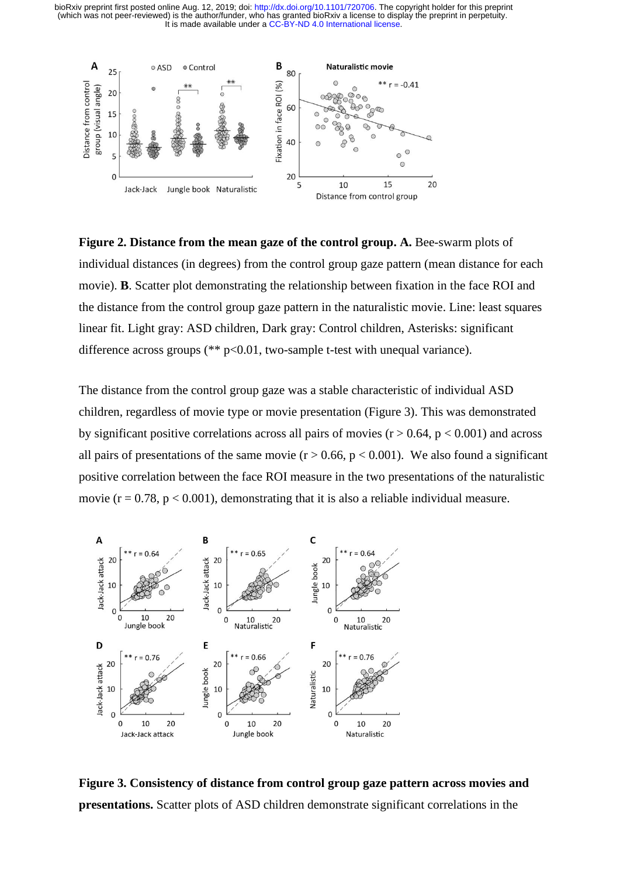**Figure 2. Distance from the mean gaze of the control group. A.** Bee-swarm plots of individual distances (in degrees) from the control group gaze pattern (mean distance for each movie). **B**. Scatter plot demonstrating the relationship between fixation in the face ROI and the distance from the control group gaze pattern in the naturalistic movie. Line: least squares linear fit. Light gray: ASD children, Dark gray: Control children, Asterisks: significant difference across groups (** $p<0.01$, two-sample t-test with unequal variance).

The distance from the control group gaze was a stable characteristic of individual ASD children, regardless of movie type or movie presentation (Figure 3). This was demonstrated by significant positive correlations across all pairs of movies ($r > 0.64$, $p < 0.001$) and across all pairs of presentations of the same movie ($r > 0.66$, $p < 0.001$). We also found a significant positive correlation between the face ROI measure in the two presentations of the naturalistic movie ($r = 0.78$, $p < 0.001$), demonstrating that it is also a reliable individual measure.

**Figure 3. Consistency of distance from control group gaze pattern across movies and presentations.** Scatter plots of ASD children demonstrate significant correlations in the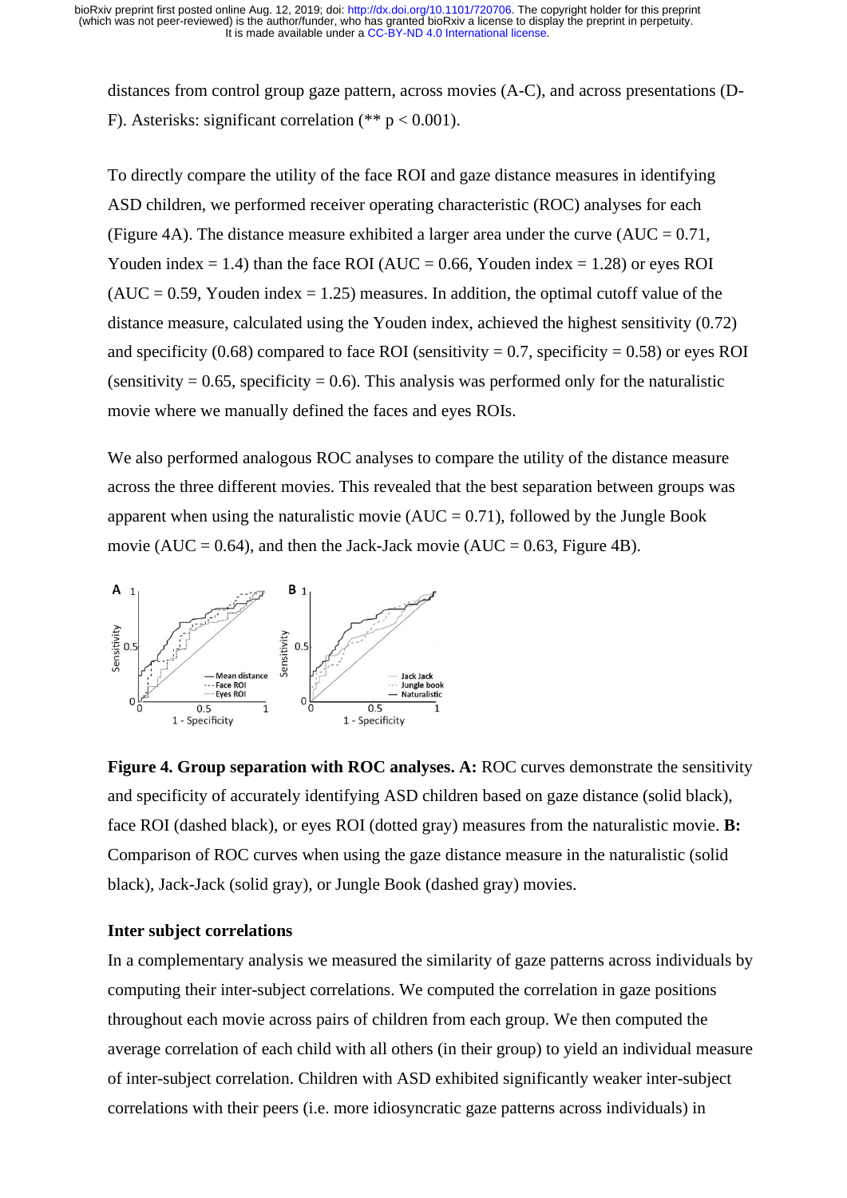distances from control group gaze pattern, across movies (A-C), and across presentations (D-F). Asterisks: significant correlation (** $p < 0.001$).

To directly compare the utility of the face ROI and gaze distance measures in identifying ASD children, we performed receiver operating characteristic (ROC) analyses for each (Figure 4A). The distance measure exhibited a larger area under the curve (AUC = 0.71, Youden index = 1.4) than the face ROI (AUC = 0.66, Youden index = 1.28) or eyes ROI (AUC = 0.59, Youden index = 1.25) measures. In addition, the optimal cutoff value of the distance measure, calculated using the Youden index, achieved the highest sensitivity (0.72) and specificity (0.68) compared to face ROI (sensitivity = 0.7, specificity = 0.58) or eyes ROI (sensitivity = 0.65, specificity = 0.6). This analysis was performed only for the naturalistic movie where we manually defined the faces and eyes ROIs.

We also performed analogous ROC analyses to compare the utility of the distance measure across the three different movies. This revealed that the best separation between groups was apparent when using the naturalistic movie (AUC = 0.71), followed by the Jungle Book movie (AUC = 0.64), and then the Jack-Jack movie (AUC = 0.63, Figure 4B).

**Figure 4. Group separation with ROC analyses. A:** ROC curves demonstrate the sensitivity and specificity of accurately identifying ASD children based on gaze distance (solid black), face ROI (dashed black), or eyes ROI (dotted gray) measures from the naturalistic movie. **B:** Comparison of ROC curves when using the gaze distance measure in the naturalistic (solid black), Jack-Jack (solid gray), or Jungle Book (dashed gray) movies.

**Inter subject correlations**

In a complementary analysis we measured the similarity of gaze patterns across individuals by computing their inter-subject correlations. We computed the correlation in gaze positions throughout each movie across pairs of children from each group. We then computed the average correlation of each child with all others (in their group) to yield an individual measure of inter-subject correlation. Children with ASD exhibited significantly weaker inter-subject correlations with their peers (i.e. more idiosyncratic gaze patterns across individuals) in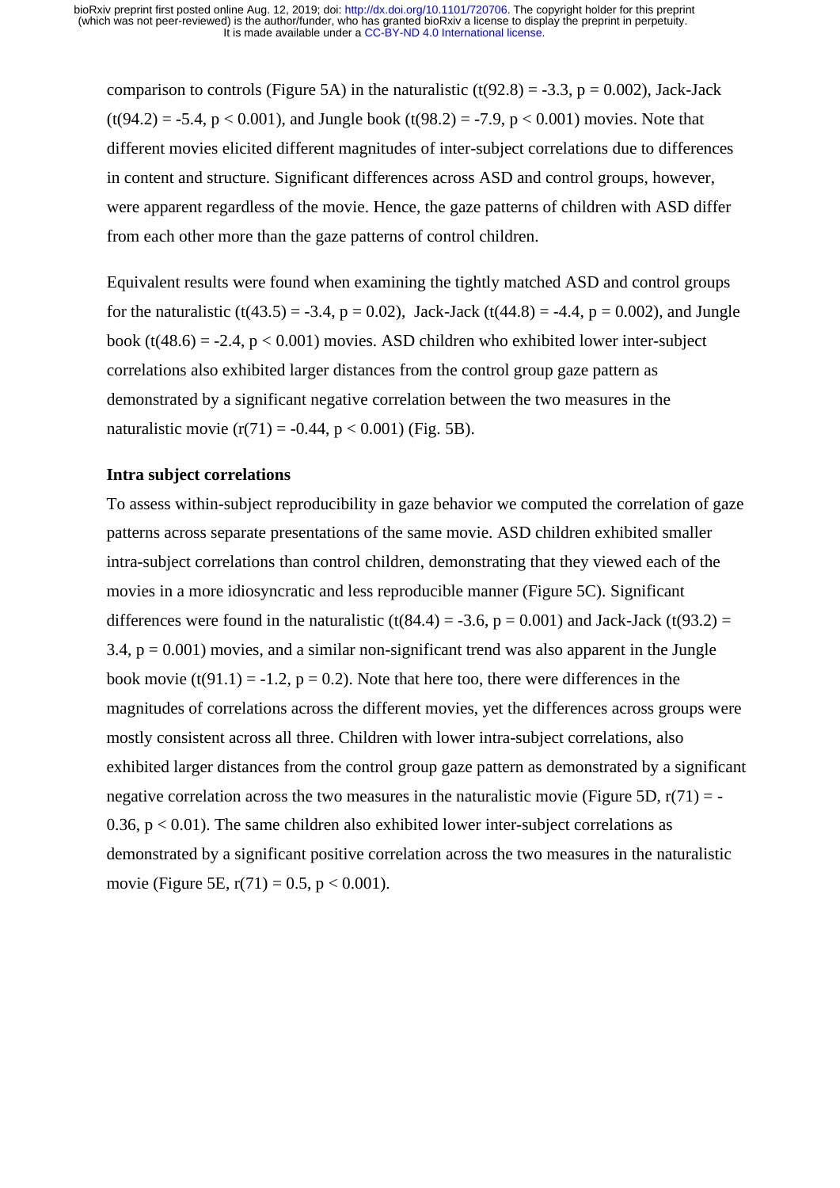comparison to controls (Figure 5A) in the naturalistic ($t(92.8) = -3.3$, $p = 0.002$), Jack-Jack ($t(94.2) = -5.4$, $p < 0.001$), and Jungle book ($t(98.2) = -7.9$, $p < 0.001$) movies. Note that different movies elicited different magnitudes of inter-subject correlations due to differences in content and structure. Significant differences across ASD and control groups, however, were apparent regardless of the movie. Hence, the gaze patterns of children with ASD differ from each other more than the gaze patterns of control children.

Equivalent results were found when examining the tightly matched ASD and control groups for the naturalistic ($t(43.5) = -3.4$, $p = 0.02$), Jack-Jack ($t(44.8) = -4.4$, $p = 0.002$), and Jungle book ($t(48.6) = -2.4$, $p < 0.001$) movies. ASD children who exhibited lower inter-subject correlations also exhibited larger distances from the control group gaze pattern as demonstrated by a significant negative correlation between the two measures in the naturalistic movie ($r(71) = -0.44$, $p < 0.001$) (Fig. 5B).

**Intra subject correlations**

To assess within-subject reproducibility in gaze behavior we computed the correlation of gaze patterns across separate presentations of the same movie. ASD children exhibited smaller intra-subject correlations than control children, demonstrating that they viewed each of the movies in a more idiosyncratic and less reproducible manner (Figure 5C). Significant differences were found in the naturalistic ($t(84.4) = -3.6$, $p = 0.001$) and Jack-Jack ($t(93.2) = 3.4$, $p = 0.001$) movies, and a similar non-significant trend was also apparent in the Jungle book movie ($t(91.1) = -1.2$, $p = 0.2$). Note that here too, there were differences in the magnitudes of correlations across the different movies, yet the differences across groups were mostly consistent across all three. Children with lower intra-subject correlations, also exhibited larger distances from the control group gaze pattern as demonstrated by a significant negative correlation across the two measures in the naturalistic movie (Figure 5D, $r(71) = -0.36$, $p < 0.01$). The same children also exhibited lower inter-subject correlations as demonstrated by a significant positive correlation across the two measures in the naturalistic movie (Figure 5E, $r(71) = 0.5$, $p < 0.001$).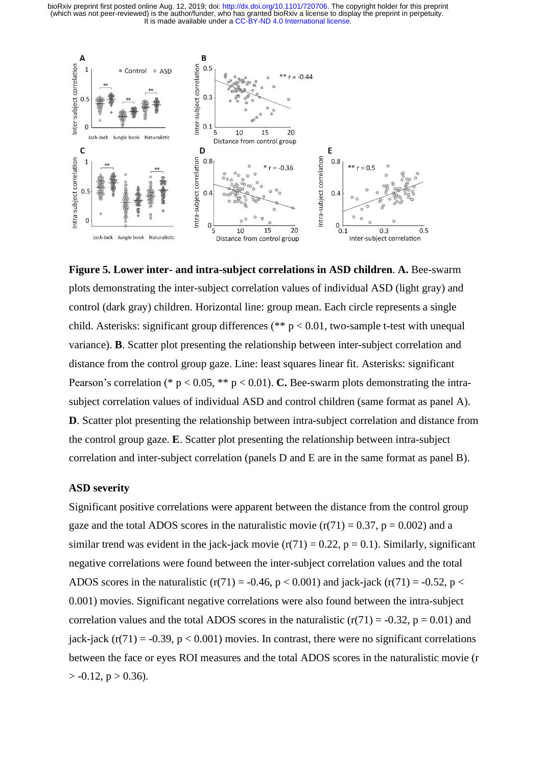**Figure 5. Lower inter- and intra-subject correlations in ASD children**. **A.** Bee-swarm plots demonstrating the inter-subject correlation values of individual ASD (light gray) and control (dark gray) children. Horizontal line: group mean. Each circle represents a single child. Asterisks: significant group differences (** $p < 0.01$, two-sample t-test with unequal variance). **B**. Scatter plot presenting the relationship between inter-subject correlation and distance from the control group gaze. Line: least squares linear fit. Asterisks: significant Pearson's correlation (* $p < 0.05$, ** $p < 0.01$). **C.** Bee-swarm plots demonstrating the intra-subject correlation values of individual ASD and control children (same format as panel A). **D**. Scatter plot presenting the relationship between intra-subject correlation and distance from the control group gaze. **E**. Scatter plot presenting the relationship between intra-subject correlation and inter-subject correlation (panels D and E are in the same format as panel B).

### ASD severity

Significant positive correlations were apparent between the distance from the control group gaze and the total ADOS scores in the naturalistic movie ($r(71) = 0.37$, $p = 0.002$) and a similar trend was evident in the jack-jack movie ($r(71) = 0.22$, $p = 0.1$). Similarly, significant negative correlations were found between the inter-subject correlation values and the total ADOS scores in the naturalistic ($r(71) = -0.46$, $p < 0.001$) and jack-jack ($r(71) = -0.52$, $p < 0.001$) movies. Significant negative correlations were also found between the intra-subject correlation values and the total ADOS scores in the naturalistic ($r(71) = -0.32$, $p = 0.01$) and jack-jack ($r(71) = -0.39$, $p < 0.001$) movies. In contrast, there were no significant correlations between the face or eyes ROI measures and the total ADOS scores in the naturalistic movie ($r > -0.12$, $p > 0.36$).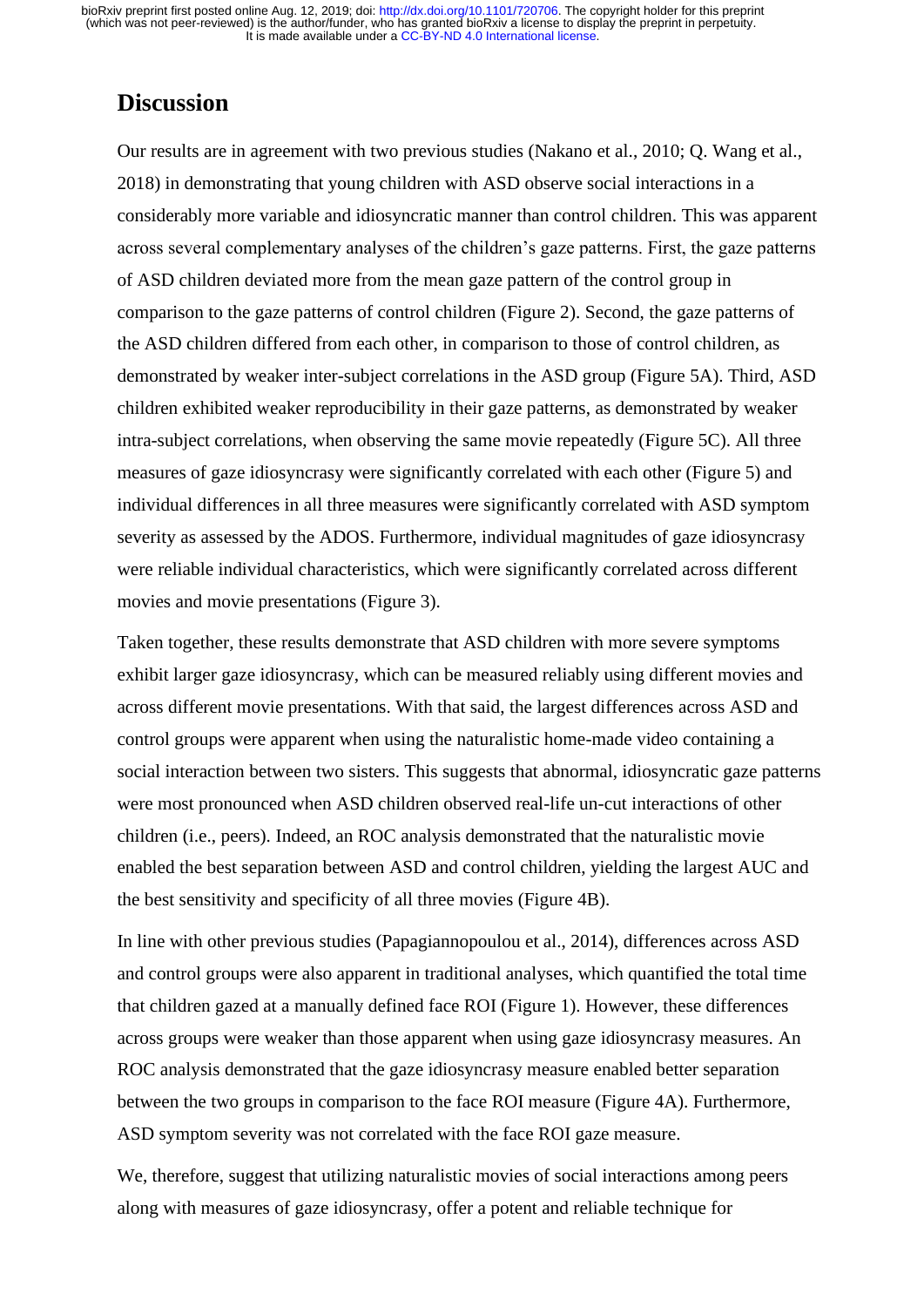## Discussion

Our results are in agreement with two previous studies (Nakano et al., 2010; Q. Wang et al., 2018) in demonstrating that young children with ASD observe social interactions in a considerably more variable and idiosyncratic manner than control children. This was apparent across several complementary analyses of the children's gaze patterns. First, the gaze patterns of ASD children deviated more from the mean gaze pattern of the control group in comparison to the gaze patterns of control children (Figure 2). Second, the gaze patterns of the ASD children differed from each other, in comparison to those of control children, as demonstrated by weaker inter-subject correlations in the ASD group (Figure 5A). Third, ASD children exhibited weaker reproducibility in their gaze patterns, as demonstrated by weaker intra-subject correlations, when observing the same movie repeatedly (Figure 5C). All three measures of gaze idiosyncrasy were significantly correlated with each other (Figure 5) and individual differences in all three measures were significantly correlated with ASD symptom severity as assessed by the ADOS. Furthermore, individual magnitudes of gaze idiosyncrasy were reliable individual characteristics, which were significantly correlated across different movies and movie presentations (Figure 3).

Taken together, these results demonstrate that ASD children with more severe symptoms exhibit larger gaze idiosyncrasy, which can be measured reliably using different movies and across different movie presentations. With that said, the largest differences across ASD and control groups were apparent when using the naturalistic home-made video containing a social interaction between two sisters. This suggests that abnormal, idiosyncratic gaze patterns were most pronounced when ASD children observed real-life un-cut interactions of other children (i.e., peers). Indeed, an ROC analysis demonstrated that the naturalistic movie enabled the best separation between ASD and control children, yielding the largest AUC and the best sensitivity and specificity of all three movies (Figure 4B).

In line with other previous studies (Papagiannopoulou et al., 2014), differences across ASD and control groups were also apparent in traditional analyses, which quantified the total time that children gazed at a manually defined face ROI (Figure 1). However, these differences across groups were weaker than those apparent when using gaze idiosyncrasy measures. An ROC analysis demonstrated that the gaze idiosyncrasy measure enabled better separation between the two groups in comparison to the face ROI measure (Figure 4A). Furthermore, ASD symptom severity was not correlated with the face ROI gaze measure.

We, therefore, suggest that utilizing naturalistic movies of social interactions among peers along with measures of gaze idiosyncrasy, offer a potent and reliable technique for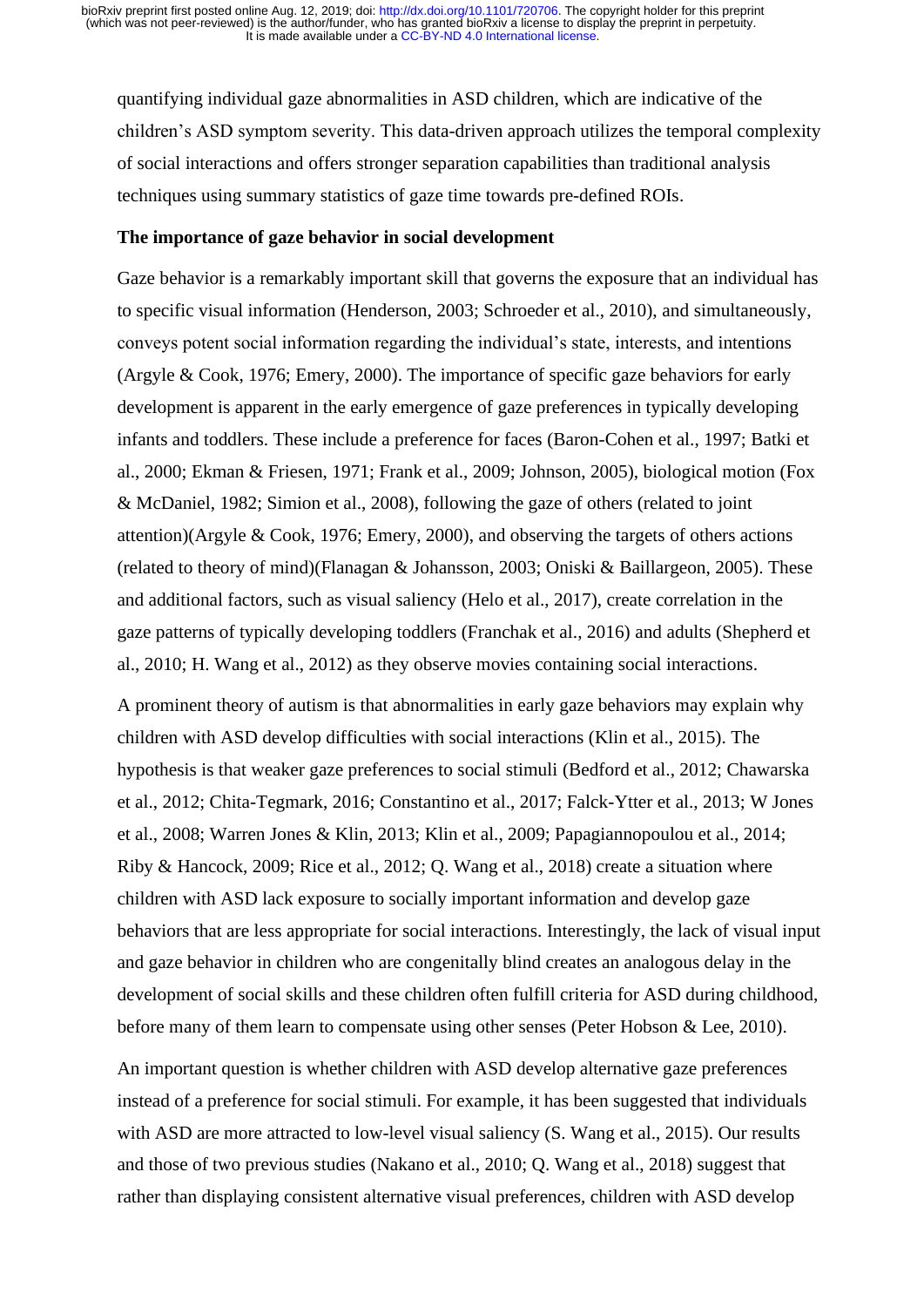quantifying individual gaze abnormalities in ASD children, which are indicative of the children's ASD symptom severity. This data-driven approach utilizes the temporal complexity of social interactions and offers stronger separation capabilities than traditional analysis techniques using summary statistics of gaze time towards pre-defined ROIs.

**The importance of gaze behavior in social development**

Gaze behavior is a remarkably important skill that governs the exposure that an individual has to specific visual information (Henderson, 2003; Schroeder et al., 2010), and simultaneously, conveys potent social information regarding the individual's state, interests, and intentions (Argyle & Cook, 1976; Emery, 2000). The importance of specific gaze behaviors for early development is apparent in the early emergence of gaze preferences in typically developing infants and toddlers. These include a preference for faces (Baron-Cohen et al., 1997; Batki et al., 2000; Ekman & Friesen, 1971; Frank et al., 2009; Johnson, 2005), biological motion (Fox & McDaniel, 1982; Simion et al., 2008), following the gaze of others (related to joint attention)(Argyle & Cook, 1976; Emery, 2000), and observing the targets of others actions (related to theory of mind)(Flanagan & Johansson, 2003; Oniski & Baillargeon, 2005). These and additional factors, such as visual saliency (Helo et al., 2017), create correlation in the gaze patterns of typically developing toddlers (Franchak et al., 2016) and adults (Shepherd et al., 2010; H. Wang et al., 2012) as they observe movies containing social interactions.

A prominent theory of autism is that abnormalities in early gaze behaviors may explain why children with ASD develop difficulties with social interactions (Klin et al., 2015). The hypothesis is that weaker gaze preferences to social stimuli (Bedford et al., 2012; Chawarska et al., 2012; Chita-Tegmark, 2016; Constantino et al., 2017; Falck-Ytter et al., 2013; W Jones et al., 2008; Warren Jones & Klin, 2013; Klin et al., 2009; Papagiannopoulou et al., 2014; Riby & Hancock, 2009; Rice et al., 2012; Q. Wang et al., 2018) create a situation where children with ASD lack exposure to socially important information and develop gaze behaviors that are less appropriate for social interactions. Interestingly, the lack of visual input and gaze behavior in children who are congenitally blind creates an analogous delay in the development of social skills and these children often fulfill criteria for ASD during childhood, before many of them learn to compensate using other senses (Peter Hobson & Lee, 2010).

An important question is whether children with ASD develop alternative gaze preferences instead of a preference for social stimuli. For example, it has been suggested that individuals with ASD are more attracted to low-level visual saliency (S. Wang et al., 2015). Our results and those of two previous studies (Nakano et al., 2010; Q. Wang et al., 2018) suggest that rather than displaying consistent alternative visual preferences, children with ASD develop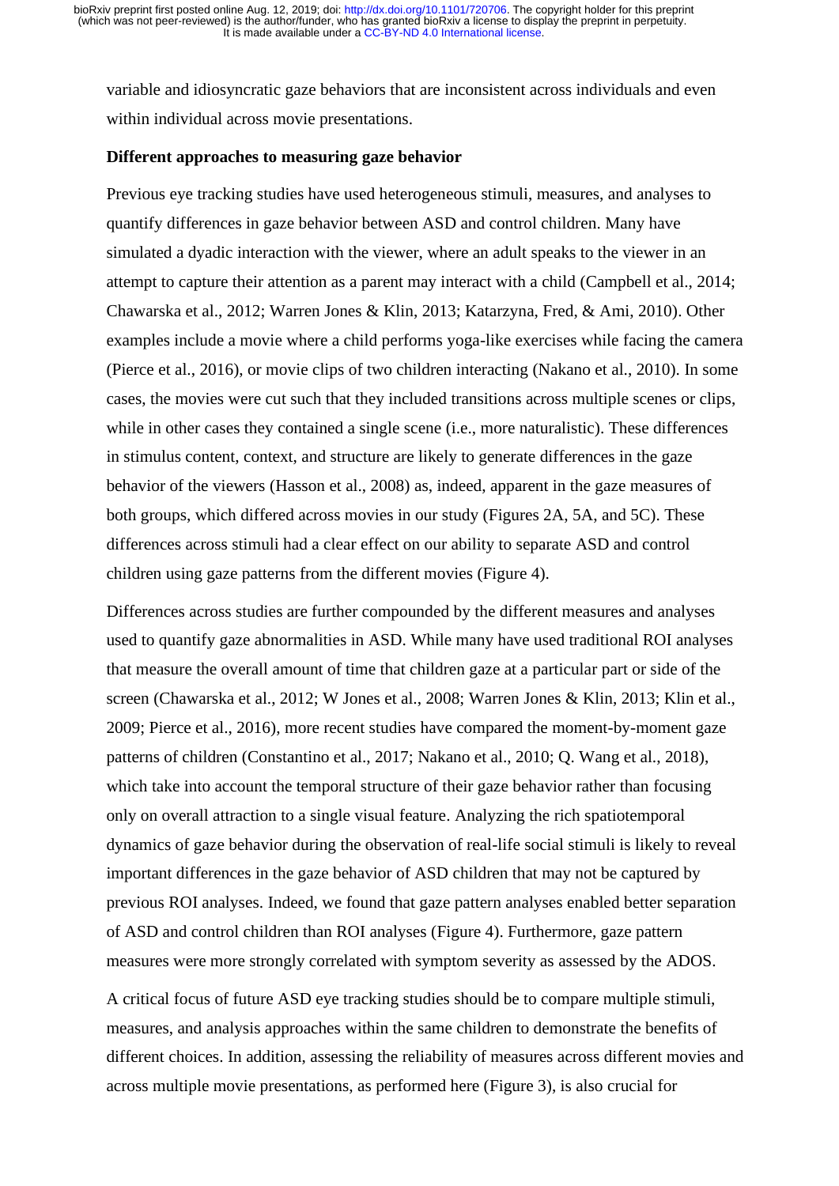variable and idiosyncratic gaze behaviors that are inconsistent across individuals and even within individual across movie presentations.

**Different approaches to measuring gaze behavior**

Previous eye tracking studies have used heterogeneous stimuli, measures, and analyses to quantify differences in gaze behavior between ASD and control children. Many have simulated a dyadic interaction with the viewer, where an adult speaks to the viewer in an attempt to capture their attention as a parent may interact with a child (Campbell et al., 2014; Chawarska et al., 2012; Warren Jones & Klin, 2013; Katarzyna, Fred, & Ami, 2010). Other examples include a movie where a child performs yoga-like exercises while facing the camera (Pierce et al., 2016), or movie clips of two children interacting (Nakano et al., 2010). In some cases, the movies were cut such that they included transitions across multiple scenes or clips, while in other cases they contained a single scene (i.e., more naturalistic). These differences in stimulus content, context, and structure are likely to generate differences in the gaze behavior of the viewers (Hasson et al., 2008) as, indeed, apparent in the gaze measures of both groups, which differed across movies in our study (Figures 2A, 5A, and 5C). These differences across stimuli had a clear effect on our ability to separate ASD and control children using gaze patterns from the different movies (Figure 4).

Differences across studies are further compounded by the different measures and analyses used to quantify gaze abnormalities in ASD. While many have used traditional ROI analyses that measure the overall amount of time that children gaze at a particular part or side of the screen (Chawarska et al., 2012; W Jones et al., 2008; Warren Jones & Klin, 2013; Klin et al., 2009; Pierce et al., 2016), more recent studies have compared the moment-by-moment gaze patterns of children (Constantino et al., 2017; Nakano et al., 2010; Q. Wang et al., 2018), which take into account the temporal structure of their gaze behavior rather than focusing only on overall attraction to a single visual feature. Analyzing the rich spatiotemporal dynamics of gaze behavior during the observation of real-life social stimuli is likely to reveal important differences in the gaze behavior of ASD children that may not be captured by previous ROI analyses. Indeed, we found that gaze pattern analyses enabled better separation of ASD and control children than ROI analyses (Figure 4). Furthermore, gaze pattern measures were more strongly correlated with symptom severity as assessed by the ADOS.

A critical focus of future ASD eye tracking studies should be to compare multiple stimuli, measures, and analysis approaches within the same children to demonstrate the benefits of different choices. In addition, assessing the reliability of measures across different movies and across multiple movie presentations, as performed here (Figure 3), is also crucial for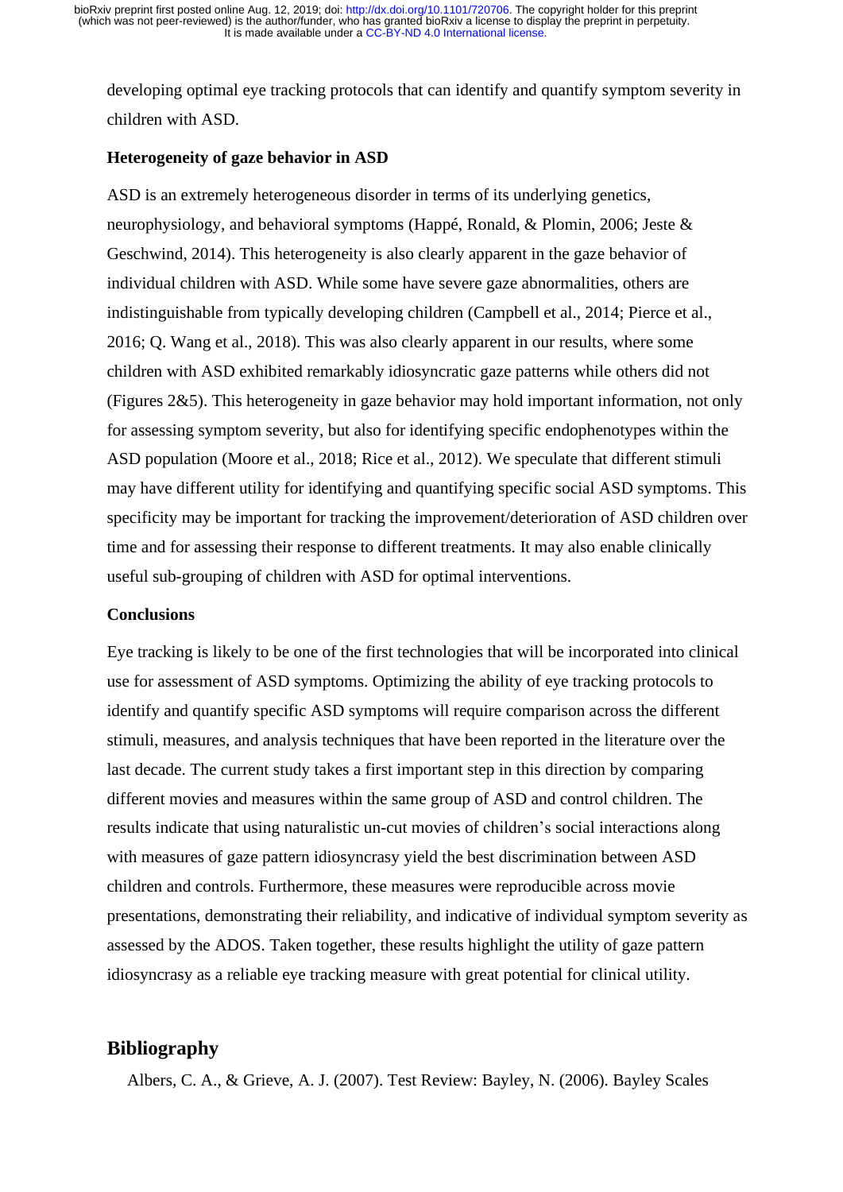developing optimal eye tracking protocols that can identify and quantify symptom severity in children with ASD.

### Heterogeneity of gaze behavior in ASD

ASD is an extremely heterogeneous disorder in terms of its underlying genetics, neurophysiology, and behavioral symptoms (Happé, Ronald, & Plomin, 2006; Jeste & Geschwind, 2014). This heterogeneity is also clearly apparent in the gaze behavior of individual children with ASD. While some have severe gaze abnormalities, others are indistinguishable from typically developing children (Campbell et al., 2014; Pierce et al., 2016; Q. Wang et al., 2018). This was also clearly apparent in our results, where some children with ASD exhibited remarkably idiosyncratic gaze patterns while others did not (Figures 2&5). This heterogeneity in gaze behavior may hold important information, not only for assessing symptom severity, but also for identifying specific endophenotypes within the ASD population (Moore et al., 2018; Rice et al., 2012). We speculate that different stimuli may have different utility for identifying and quantifying specific social ASD symptoms. This specificity may be important for tracking the improvement/deterioration of ASD children over time and for assessing their response to different treatments. It may also enable clinically useful sub-grouping of children with ASD for optimal interventions.

### Conclusions

Eye tracking is likely to be one of the first technologies that will be incorporated into clinical use for assessment of ASD symptoms. Optimizing the ability of eye tracking protocols to identify and quantify specific ASD symptoms will require comparison across the different stimuli, measures, and analysis techniques that have been reported in the literature over the last decade. The current study takes a first important step in this direction by comparing different movies and measures within the same group of ASD and control children. The results indicate that using naturalistic un-cut movies of children's social interactions along with measures of gaze pattern idiosyncrasy yield the best discrimination between ASD children and controls. Furthermore, these measures were reproducible across movie presentations, demonstrating their reliability, and indicative of individual symptom severity as assessed by the ADOS. Taken together, these results highlight the utility of gaze pattern idiosyncrasy as a reliable eye tracking measure with great potential for clinical utility.

## Bibliography

Albers, C. A., & Grieve, A. J. (2007). Test Review: Bayley, N. (2006). Bayley Scales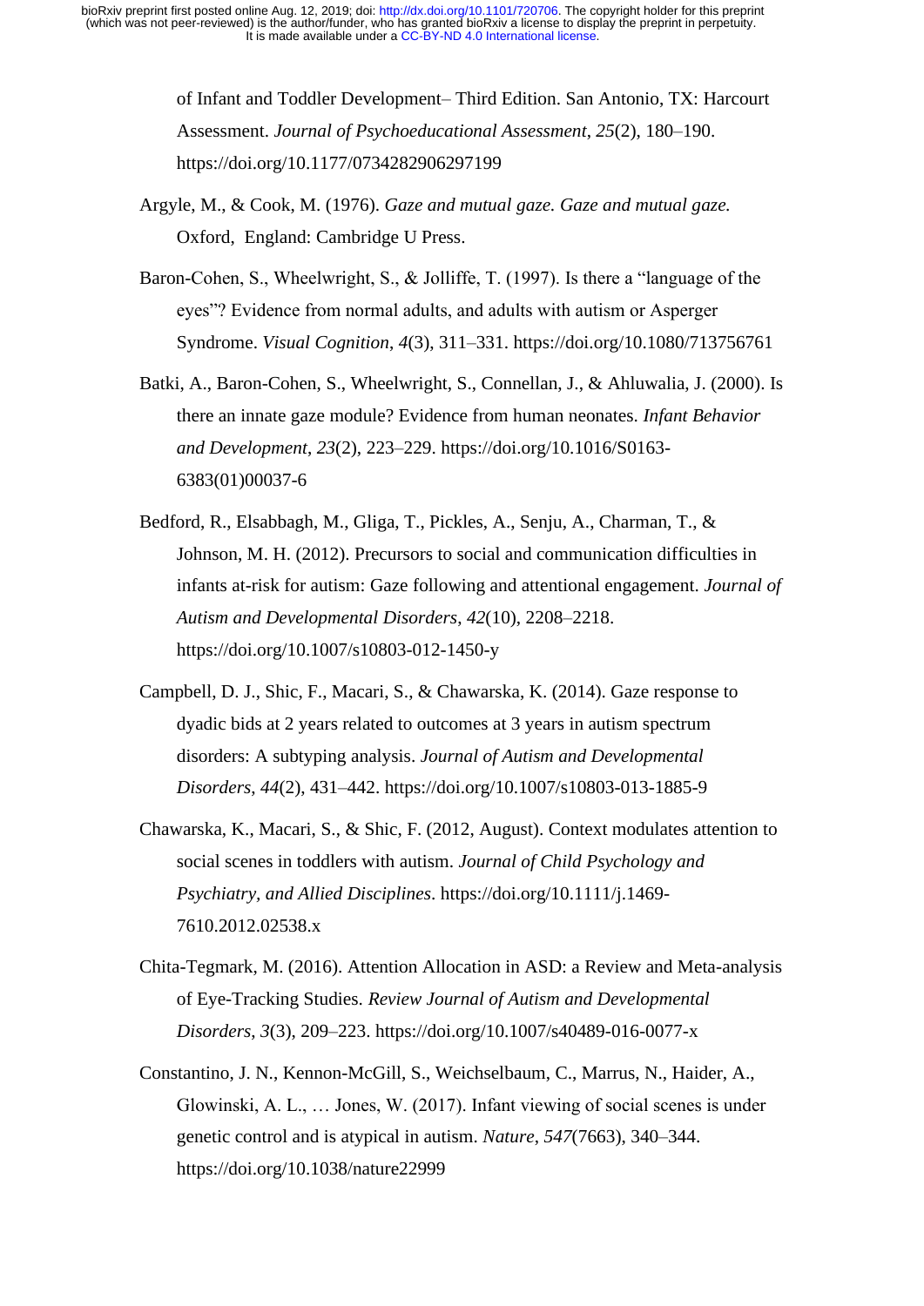of Infant and Toddler Development– Third Edition. San Antonio, TX: Harcourt Assessment. *Journal of Psychoeducational Assessment*, *25*(2), 180–190. https://doi.org/10.1177/0734282906297199

Argyle, M., & Cook, M. (1976). *Gaze and mutual gaze. Gaze and mutual gaze.* Oxford, England: Cambridge U Press.

Baron-Cohen, S., Wheelwright, S., & Jolliffe, T. (1997). Is there a "language of the eyes"? Evidence from normal adults, and adults with autism or Asperger Syndrome. *Visual Cognition*, *4*(3), 311–331. https://doi.org/10.1080/713756761

Batki, A., Baron-Cohen, S., Wheelwright, S., Connellan, J., & Ahluwalia, J. (2000). Is there an innate gaze module? Evidence from human neonates. *Infant Behavior and Development*, *23*(2), 223–229. https://doi.org/10.1016/S0163-6383(01)00037-6

Bedford, R., Elsabbagh, M., Gliga, T., Pickles, A., Senju, A., Charman, T., & Johnson, M. H. (2012). Precursors to social and communication difficulties in infants at-risk for autism: Gaze following and attentional engagement. *Journal of Autism and Developmental Disorders*, *42*(10), 2208–2218. https://doi.org/10.1007/s10803-012-1450-y

Campbell, D. J., Shic, F., Macari, S., & Chawarska, K. (2014). Gaze response to dyadic bids at 2 years related to outcomes at 3 years in autism spectrum disorders: A subtyping analysis. *Journal of Autism and Developmental Disorders*, *44*(2), 431–442. https://doi.org/10.1007/s10803-013-1885-9

Chawarska, K., Macari, S., & Shic, F. (2012, August). Context modulates attention to social scenes in toddlers with autism. *Journal of Child Psychology and Psychiatry, and Allied Disciplines*. https://doi.org/10.1111/j.1469-7610.2012.02538.x

Chita-Tegmark, M. (2016). Attention Allocation in ASD: a Review and Meta-analysis of Eye-Tracking Studies. *Review Journal of Autism and Developmental Disorders*, *3*(3), 209–223. https://doi.org/10.1007/s40489-016-0077-x

Constantino, J. N., Kennon-McGill, S., Weichselbaum, C., Marrus, N., Haider, A., Glowinski, A. L., … Jones, W. (2017). Infant viewing of social scenes is under genetic control and is atypical in autism. *Nature*, *547*(7663), 340–344. https://doi.org/10.1038/nature22999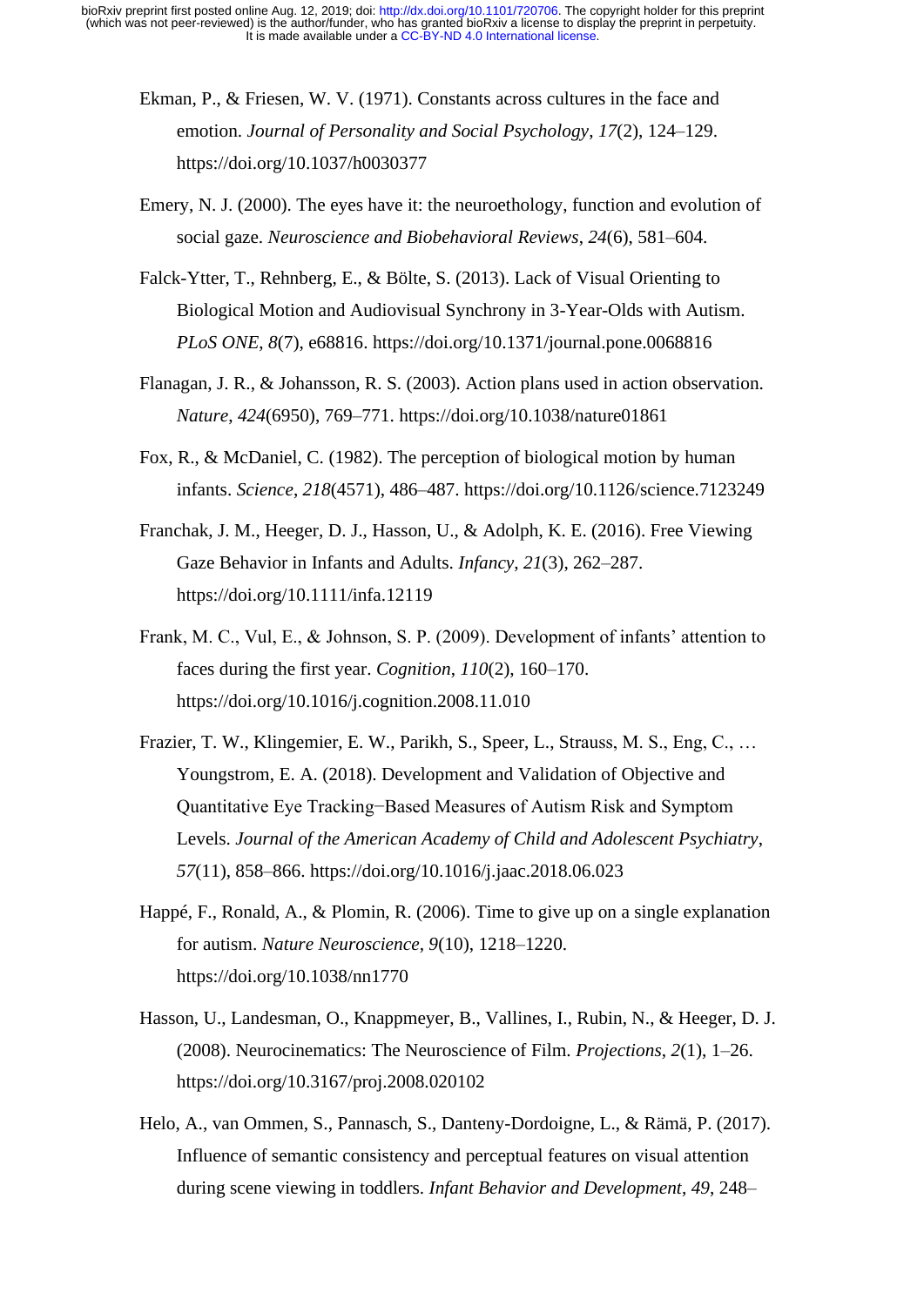Ekman, P., & Friesen, W. V. (1971). Constants across cultures in the face and emotion. *Journal of Personality and Social Psychology*, *17*(2), 124–129. https://doi.org/10.1037/h0030377

Emery, N. J. (2000). The eyes have it: the neuroethology, function and evolution of social gaze. *Neuroscience and Biobehavioral Reviews*, *24*(6), 581–604.

Falck-Ytter, T., Rehnberg, E., & Bölte, S. (2013). Lack of Visual Orienting to Biological Motion and Audiovisual Synchrony in 3-Year-Olds with Autism. *PLoS ONE*, *8*(7), e68816. https://doi.org/10.1371/journal.pone.0068816

Flanagan, J. R., & Johansson, R. S. (2003). Action plans used in action observation. *Nature*, *424*(6950), 769–771. https://doi.org/10.1038/nature01861

Fox, R., & McDaniel, C. (1982). The perception of biological motion by human infants. *Science*, *218*(4571), 486–487. https://doi.org/10.1126/science.7123249

Franchak, J. M., Heeger, D. J., Hasson, U., & Adolph, K. E. (2016). Free Viewing Gaze Behavior in Infants and Adults. *Infancy*, *21*(3), 262–287. https://doi.org/10.1111/infa.12119

Frank, M. C., Vul, E., & Johnson, S. P. (2009). Development of infants' attention to faces during the first year. *Cognition*, *110*(2), 160–170. https://doi.org/10.1016/j.cognition.2008.11.010

Frazier, T. W., Klingemier, E. W., Parikh, S., Speer, L., Strauss, M. S., Eng, C., … Youngstrom, E. A. (2018). Development and Validation of Objective and Quantitative Eye Tracking−Based Measures of Autism Risk and Symptom Levels. *Journal of the American Academy of Child and Adolescent Psychiatry*, *57*(11), 858–866. https://doi.org/10.1016/j.jaac.2018.06.023

Happé, F., Ronald, A., & Plomin, R. (2006). Time to give up on a single explanation for autism. *Nature Neuroscience*, *9*(10), 1218–1220. https://doi.org/10.1038/nn1770

Hasson, U., Landesman, O., Knappmeyer, B., Vallines, I., Rubin, N., & Heeger, D. J. (2008). Neurocinematics: The Neuroscience of Film. *Projections*, *2*(1), 1–26. https://doi.org/10.3167/proj.2008.020102

Helo, A., van Ommen, S., Pannasch, S., Danteny-Dordoigne, L., & Rämä, P. (2017). Influence of semantic consistency and perceptual features on visual attention during scene viewing in toddlers. *Infant Behavior and Development*, *49*, 248–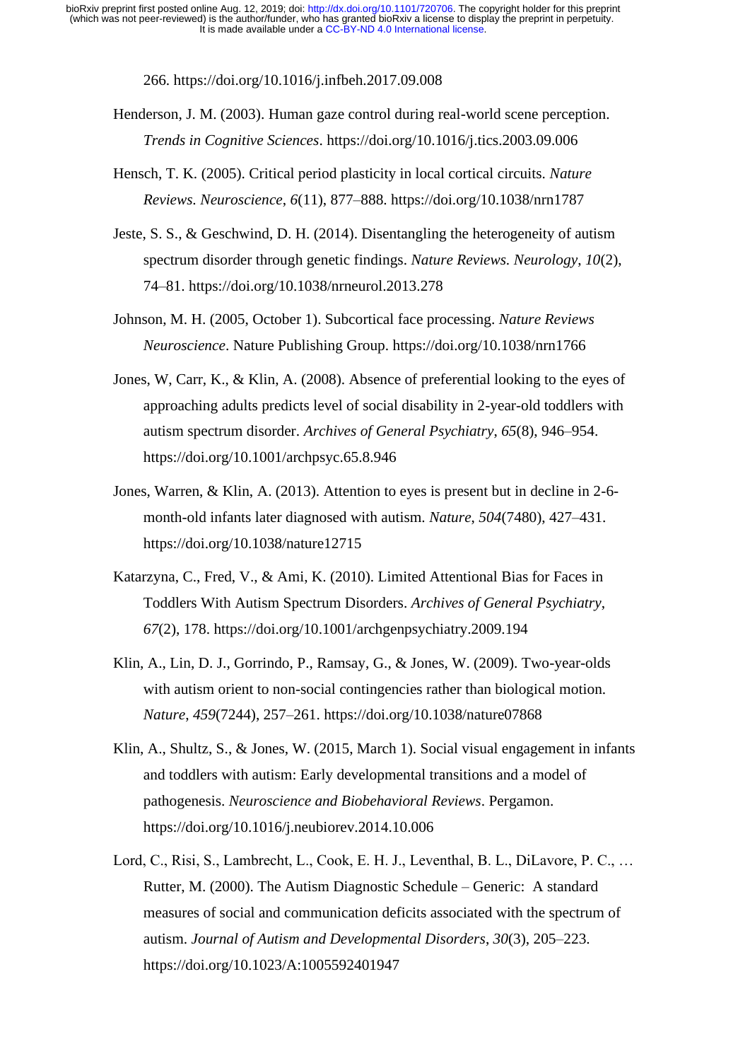266. https://doi.org/10.1016/j.infbeh.2017.09.008

Henderson, J. M. (2003). Human gaze control during real-world scene perception. *Trends in Cognitive Sciences*. https://doi.org/10.1016/j.tics.2003.09.006

Hensch, T. K. (2005). Critical period plasticity in local cortical circuits. *Nature Reviews. Neuroscience*, *6*(11), 877–888. https://doi.org/10.1038/nrn1787

Jeste, S. S., & Geschwind, D. H. (2014). Disentangling the heterogeneity of autism spectrum disorder through genetic findings. *Nature Reviews. Neurology*, *10*(2), 74–81. https://doi.org/10.1038/nrneurol.2013.278

Johnson, M. H. (2005, October 1). Subcortical face processing. *Nature Reviews Neuroscience*. Nature Publishing Group. https://doi.org/10.1038/nrn1766

Jones, W, Carr, K., & Klin, A. (2008). Absence of preferential looking to the eyes of approaching adults predicts level of social disability in 2-year-old toddlers with autism spectrum disorder. *Archives of General Psychiatry*, *65*(8), 946–954. https://doi.org/10.1001/archpsyc.65.8.946

Jones, Warren, & Klin, A. (2013). Attention to eyes is present but in decline in 2-6-month-old infants later diagnosed with autism. *Nature*, *504*(7480), 427–431. https://doi.org/10.1038/nature12715

Katarzyna, C., Fred, V., & Ami, K. (2010). Limited Attentional Bias for Faces in Toddlers With Autism Spectrum Disorders. *Archives of General Psychiatry*, *67*(2), 178. https://doi.org/10.1001/archgenpsychiatry.2009.194

Klin, A., Lin, D. J., Gorrindo, P., Ramsay, G., & Jones, W. (2009). Two-year-olds with autism orient to non-social contingencies rather than biological motion. *Nature*, *459*(7244), 257–261. https://doi.org/10.1038/nature07868

Klin, A., Shultz, S., & Jones, W. (2015, March 1). Social visual engagement in infants and toddlers with autism: Early developmental transitions and a model of pathogenesis. *Neuroscience and Biobehavioral Reviews*. Pergamon. https://doi.org/10.1016/j.neubiorev.2014.10.006

Lord, C., Risi, S., Lambrecht, L., Cook, E. H. J., Leventhal, B. L., DiLavore, P. C., … Rutter, M. (2000). The Autism Diagnostic Schedule – Generic: A standard measures of social and communication deficits associated with the spectrum of autism. *Journal of Autism and Developmental Disorders*, *30*(3), 205–223. https://doi.org/10.1023/A:1005592401947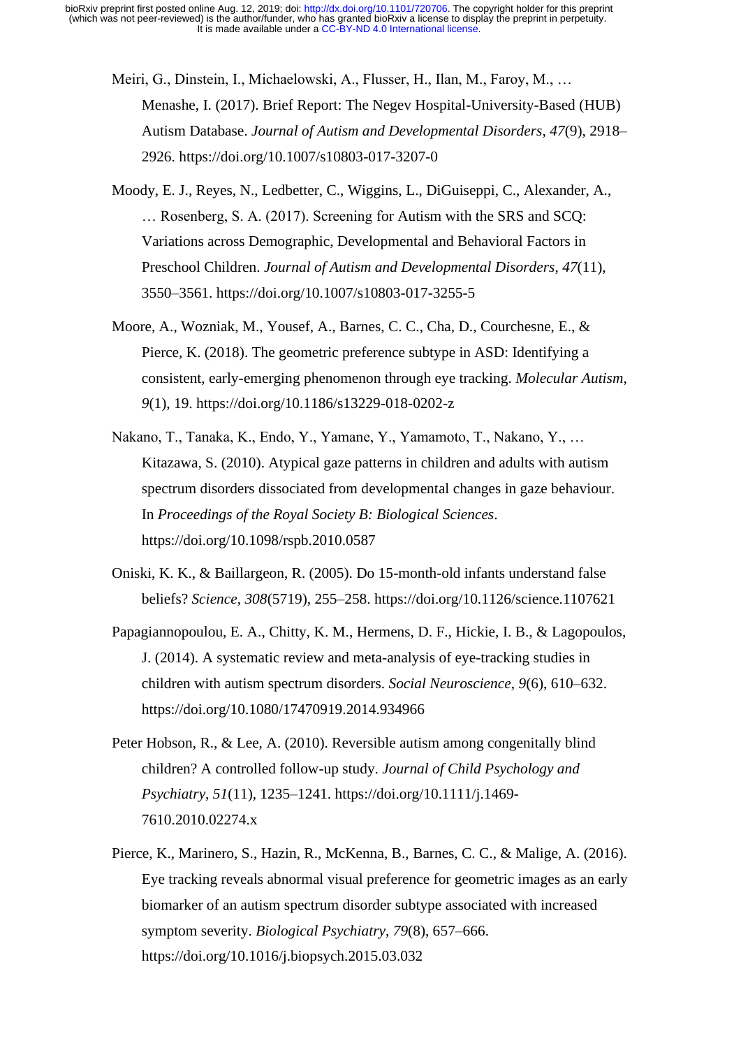Meiri, G., Dinstein, I., Michaelowski, A., Flusser, H., Ilan, M., Faroy, M., … Menashe, I. (2017). Brief Report: The Negev Hospital-University-Based (HUB) Autism Database. *Journal of Autism and Developmental Disorders*, *47*(9), 2918–2926. https://doi.org/10.1007/s10803-017-3207-0

Moody, E. J., Reyes, N., Ledbetter, C., Wiggins, L., DiGuiseppi, C., Alexander, A., … Rosenberg, S. A. (2017). Screening for Autism with the SRS and SCQ: Variations across Demographic, Developmental and Behavioral Factors in Preschool Children. *Journal of Autism and Developmental Disorders*, *47*(11), 3550–3561. https://doi.org/10.1007/s10803-017-3255-5

Moore, A., Wozniak, M., Yousef, A., Barnes, C. C., Cha, D., Courchesne, E., & Pierce, K. (2018). The geometric preference subtype in ASD: Identifying a consistent, early-emerging phenomenon through eye tracking. *Molecular Autism*, *9*(1), 19. https://doi.org/10.1186/s13229-018-0202-z

Nakano, T., Tanaka, K., Endo, Y., Yamane, Y., Yamamoto, T., Nakano, Y., … Kitazawa, S. (2010). Atypical gaze patterns in children and adults with autism spectrum disorders dissociated from developmental changes in gaze behaviour. In *Proceedings of the Royal Society B: Biological Sciences*. https://doi.org/10.1098/rspb.2010.0587

Oniski, K. K., & Baillargeon, R. (2005). Do 15-month-old infants understand false beliefs? *Science*, *308*(5719), 255–258. https://doi.org/10.1126/science.1107621

Papagiannopoulou, E. A., Chitty, K. M., Hermens, D. F., Hickie, I. B., & Lagopoulos, J. (2014). A systematic review and meta-analysis of eye-tracking studies in children with autism spectrum disorders. *Social Neuroscience*, *9*(6), 610–632. https://doi.org/10.1080/17470919.2014.934966

Peter Hobson, R., & Lee, A. (2010). Reversible autism among congenitally blind children? A controlled follow-up study. *Journal of Child Psychology and Psychiatry*, *51*(11), 1235–1241. https://doi.org/10.1111/j.1469-7610.2010.02274.x

Pierce, K., Marinero, S., Hazin, R., McKenna, B., Barnes, C. C., & Malige, A. (2016). Eye tracking reveals abnormal visual preference for geometric images as an early biomarker of an autism spectrum disorder subtype associated with increased symptom severity. *Biological Psychiatry*, *79*(8), 657–666. https://doi.org/10.1016/j.biopsych.2015.03.032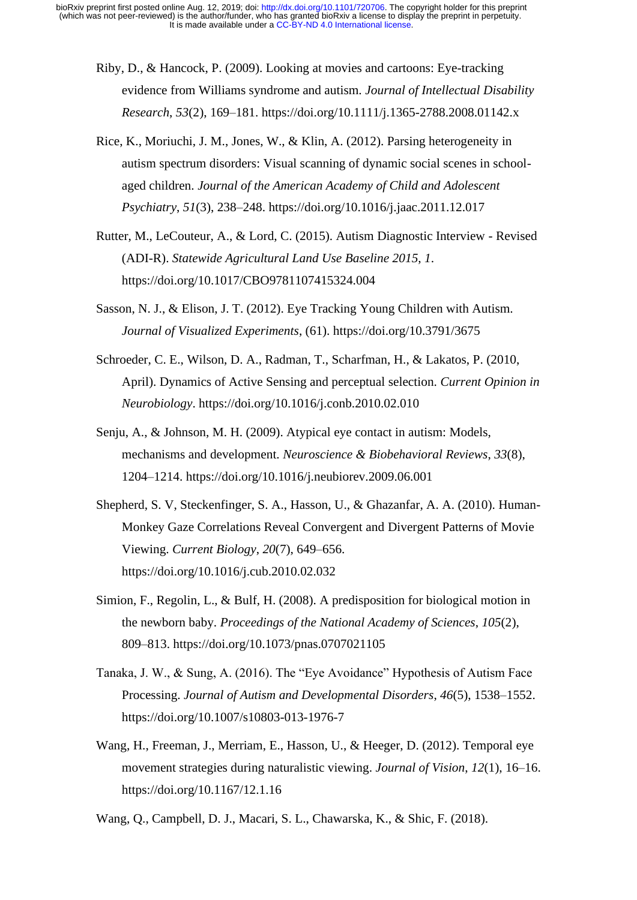Riby, D., & Hancock, P. (2009). Looking at movies and cartoons: Eye-tracking evidence from Williams syndrome and autism. *Journal of Intellectual Disability Research*, *53*(2), 169–181. https://doi.org/10.1111/j.1365-2788.2008.01142.x

Rice, K., Moriuchi, J. M., Jones, W., & Klin, A. (2012). Parsing heterogeneity in autism spectrum disorders: Visual scanning of dynamic social scenes in school-aged children. *Journal of the American Academy of Child and Adolescent Psychiatry*, *51*(3), 238–248. https://doi.org/10.1016/j.jaac.2011.12.017

Rutter, M., LeCouteur, A., & Lord, C. (2015). Autism Diagnostic Interview - Revised (ADI-R). *Statewide Agricultural Land Use Baseline 2015*, *1*. https://doi.org/10.1017/CBO9781107415324.004

Sasson, N. J., & Elison, J. T. (2012). Eye Tracking Young Children with Autism. *Journal of Visualized Experiments*, (61). https://doi.org/10.3791/3675

Schroeder, C. E., Wilson, D. A., Radman, T., Scharfman, H., & Lakatos, P. (2010, April). Dynamics of Active Sensing and perceptual selection. *Current Opinion in Neurobiology*. https://doi.org/10.1016/j.conb.2010.02.010

Senju, A., & Johnson, M. H. (2009). Atypical eye contact in autism: Models, mechanisms and development. *Neuroscience & Biobehavioral Reviews*, *33*(8), 1204–1214. https://doi.org/10.1016/j.neubiorev.2009.06.001

Shepherd, S. V, Steckenfinger, S. A., Hasson, U., & Ghazanfar, A. A. (2010). Human-Monkey Gaze Correlations Reveal Convergent and Divergent Patterns of Movie Viewing. *Current Biology*, *20*(7), 649–656. https://doi.org/10.1016/j.cub.2010.02.032

Simion, F., Regolin, L., & Bulf, H. (2008). A predisposition for biological motion in the newborn baby. *Proceedings of the National Academy of Sciences*, *105*(2), 809–813. https://doi.org/10.1073/pnas.0707021105

Tanaka, J. W., & Sung, A. (2016). The “Eye Avoidance” Hypothesis of Autism Face Processing. *Journal of Autism and Developmental Disorders*, *46*(5), 1538–1552. https://doi.org/10.1007/s10803-013-1976-7

Wang, H., Freeman, J., Merriam, E., Hasson, U., & Heeger, D. (2012). Temporal eye movement strategies during naturalistic viewing. *Journal of Vision*, *12*(1), 16–16. https://doi.org/10.1167/12.1.16

Wang, Q., Campbell, D. J., Macari, S. L., Chawarska, K., & Shic, F. (2018).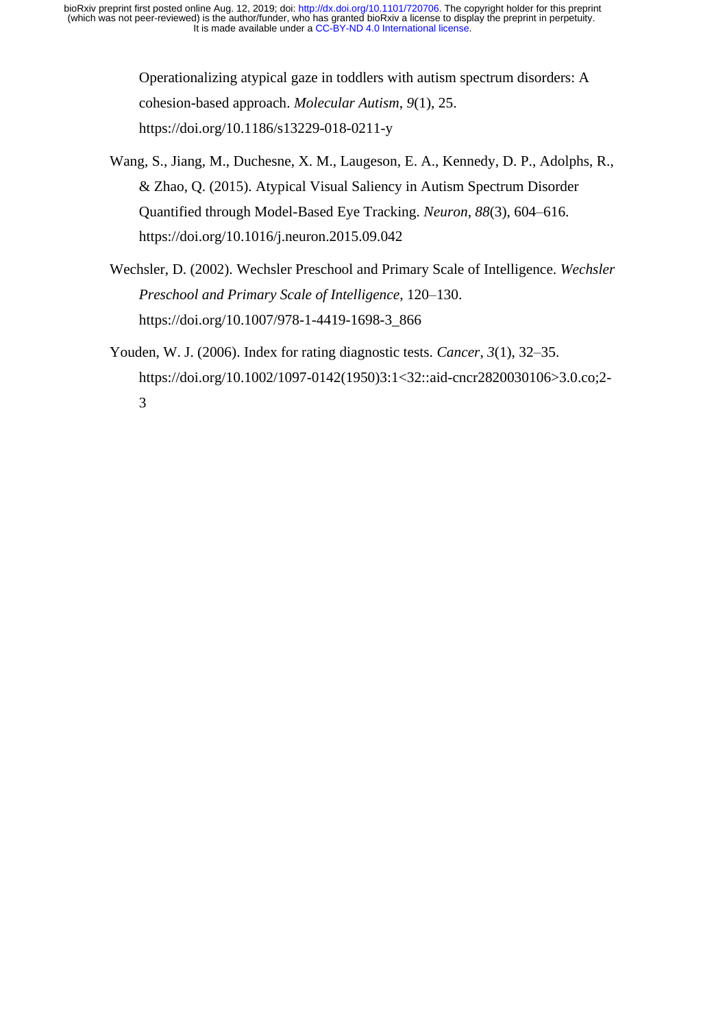Operationalizing atypical gaze in toddlers with autism spectrum disorders: A cohesion-based approach. *Molecular Autism*, *9*(1), 25. https://doi.org/10.1186/s13229-018-0211-y

Wang, S., Jiang, M., Duchesne, X. M., Laugeson, E. A., Kennedy, D. P., Adolphs, R., & Zhao, Q. (2015). Atypical Visual Saliency in Autism Spectrum Disorder Quantified through Model-Based Eye Tracking. *Neuron*, *88*(3), 604–616. https://doi.org/10.1016/j.neuron.2015.09.042

Wechsler, D. (2002). Wechsler Preschool and Primary Scale of Intelligence. *Wechsler Preschool and Primary Scale of Intelligence*, 120–130. https://doi.org/10.1007/978-1-4419-1698-3_866

Youden, W. J. (2006). Index for rating diagnostic tests. *Cancer*, *3*(1), 32–35. https://doi.org/10.1002/1097-0142(1950)3:1<32::aid-cncr2820030106>3.0.co;2-3